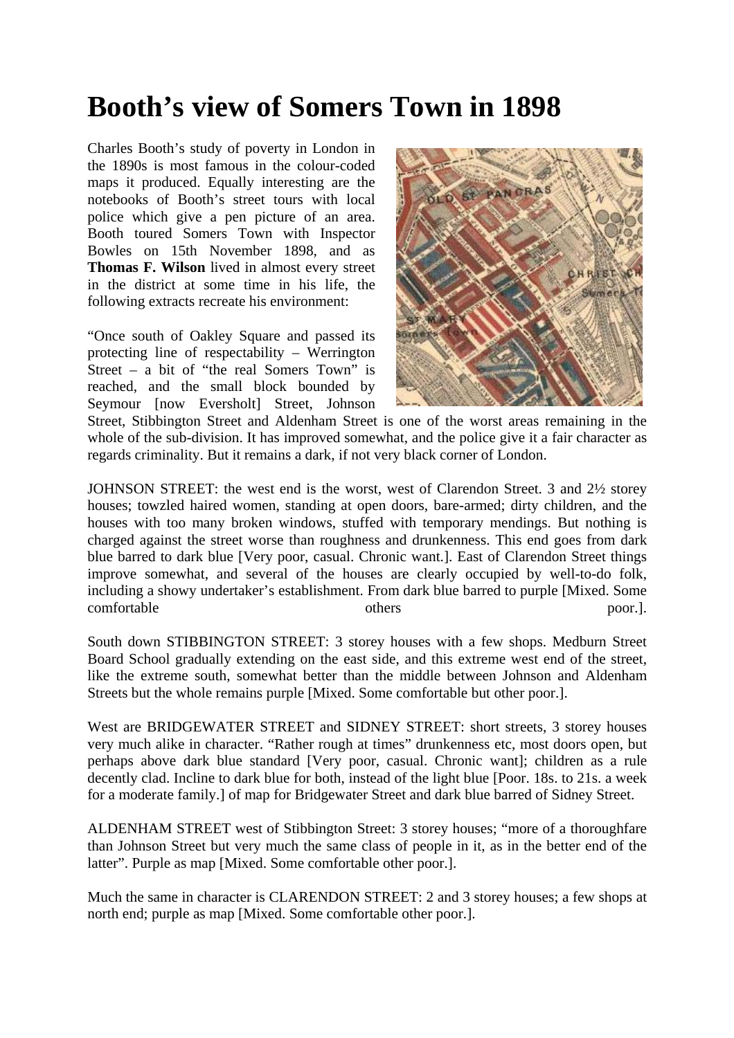# Booth's view of Somers Town in 1898

Charles Booth's study of poverty in London in the 1890s is most famous in the colour-coded maps it produced. Equally interesting are the notebooks of Booth's street tours with local police which give a pen picture of an area. Booth toured Somers Town with Inspector Bowles on 15th November 1898, and as **Thomas F. Wilson** lived in almost every street in the district at some time in his life, the following extracts recreate his environment:

"Once south of Oakley Square and passed its protecting line of respectability – Werrington Street – a bit of "the real Somers Town" is reached, and the small block bounded by Seymour [now Eversholt] Street, Johnson Street, Stibbington Street and Aldenham Street is one of the worst areas remaining in the whole of the sub-division. It has improved somewhat, and the police give it a fair character as regards criminality. But it remains a dark, if not very black corner of London.

JOHNSON STREET: the west end is the worst, west of Clarendon Street. 3 and 2½ storey houses; towzled haired women, standing at open doors, bare-armed; dirty children, and the houses with too many broken windows, stuffed with temporary mendings. But nothing is charged against the street worse than roughness and drunkenness. This end goes from dark blue barred to dark blue [Very poor, casual. Chronic want.]. East of Clarendon Street things improve somewhat, and several of the houses are clearly occupied by well-to-do folk, including a showy undertaker's establishment. From dark blue barred to purple [Mixed. Some comfortable others poor.].

South down STIBBINGTON STREET: 3 storey houses with a few shops. Medburn Street Board School gradually extending on the east side, and this extreme west end of the street, like the extreme south, somewhat better than the middle between Johnson and Aldenham Streets but the whole remains purple [Mixed. Some comfortable but other poor.].

West are BRIDGEWATER STREET and SIDNEY STREET: short streets, 3 storey houses very much alike in character. "Rather rough at times" drunkenness etc, most doors open, but perhaps above dark blue standard [Very poor, casual. Chronic want]; children as a rule decently clad. Incline to dark blue for both, instead of the light blue [Poor. 18s. to 21s. a week for a moderate family.] of map for Bridgewater Street and dark blue barred of Sidney Street.

ALDENHAM STREET west of Stibbington Street: 3 storey houses; "more of a thoroughfare than Johnson Street but very much the same class of people in it, as in the better end of the latter". Purple as map [Mixed. Some comfortable other poor.].

Much the same in character is CLARENDON STREET: 2 and 3 storey houses; a few shops at north end; purple as map [Mixed. Some comfortable other poor.].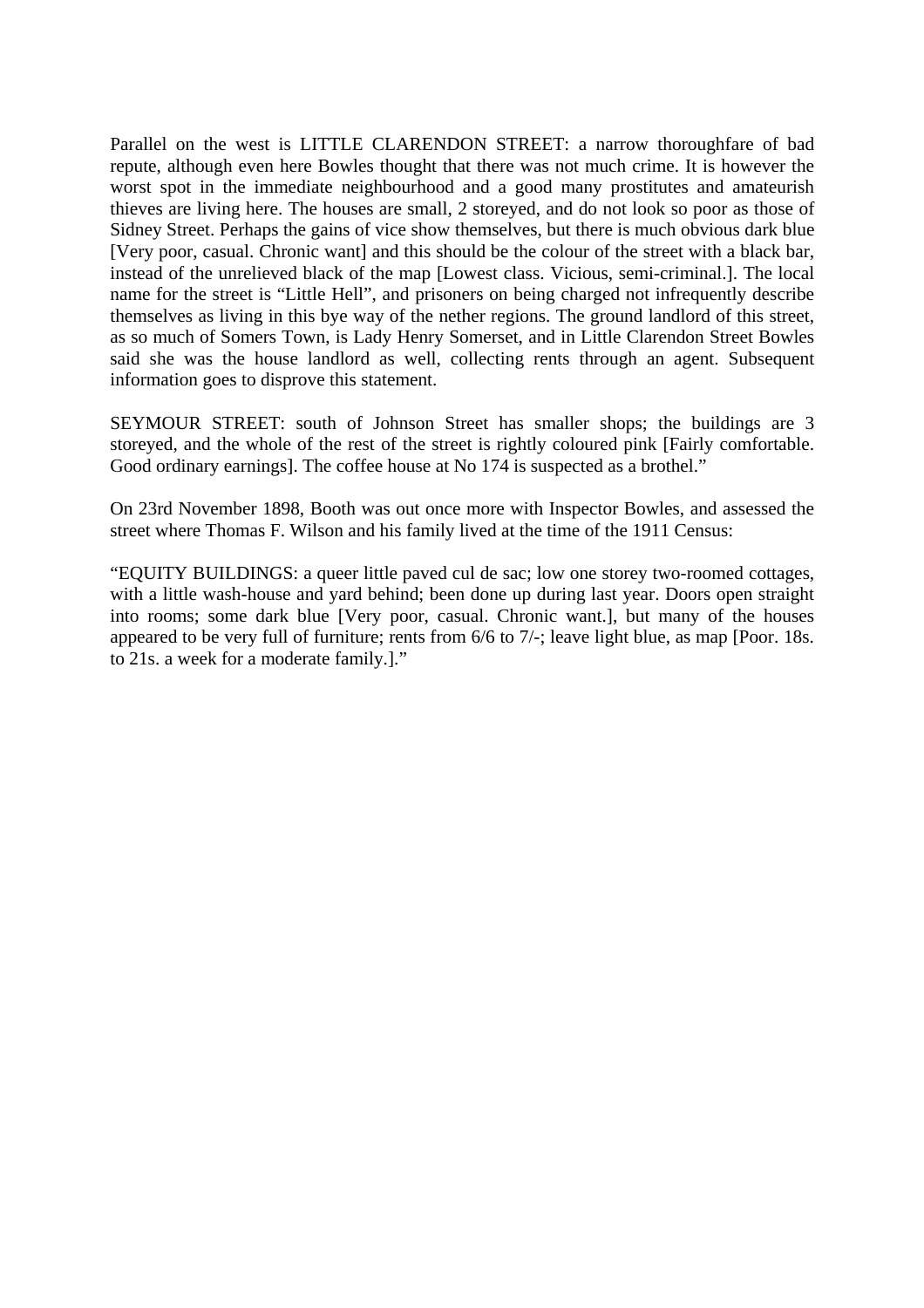Parallel on the west is LITTLE CLARENDON STREET: a narrow thoroughfare of bad repute, although even here Bowles thought that there was not much crime. It is however the worst spot in the immediate neighbourhood and a good many prostitutes and amateurish thieves are living here. The houses are small, 2 storeyed, and do not look so poor as those of Sidney Street. Perhaps the gains of vice show themselves, but there is much obvious dark blue [Very poor, casual. Chronic want] and this should be the colour of the street with a black bar, instead of the unrelieved black of the map [Lowest class. Vicious, semi-criminal.]. The local name for the street is "Little Hell", and prisoners on being charged not infrequently describe themselves as living in this bye way of the nether regions. The ground landlord of this street, as so much of Somers Town, is Lady Henry Somerset, and in Little Clarendon Street Bowles said she was the house landlord as well, collecting rents through an agent. Subsequent information goes to disprove this statement.

SEYMOUR STREET: south of Johnson Street has smaller shops; the buildings are 3 storeyed, and the whole of the rest of the street is rightly coloured pink [Fairly comfortable. Good ordinary earnings]. The coffee house at No 174 is suspected as a brothel."

On 23rd November 1898, Booth was out once more with Inspector Bowles, and assessed the street where Thomas F. Wilson and his family lived at the time of the 1911 Census:

"EQUITY BUILDINGS: a queer little paved cul de sac; low one storey two-roomed cottages, with a little wash-house and yard behind; been done up during last year. Doors open straight into rooms; some dark blue [Very poor, casual. Chronic want.], but many of the houses appeared to be very full of furniture; rents from 6/6 to 7/-; leave light blue, as map [Poor. 18s. to 21s. a week for a moderate family.]."